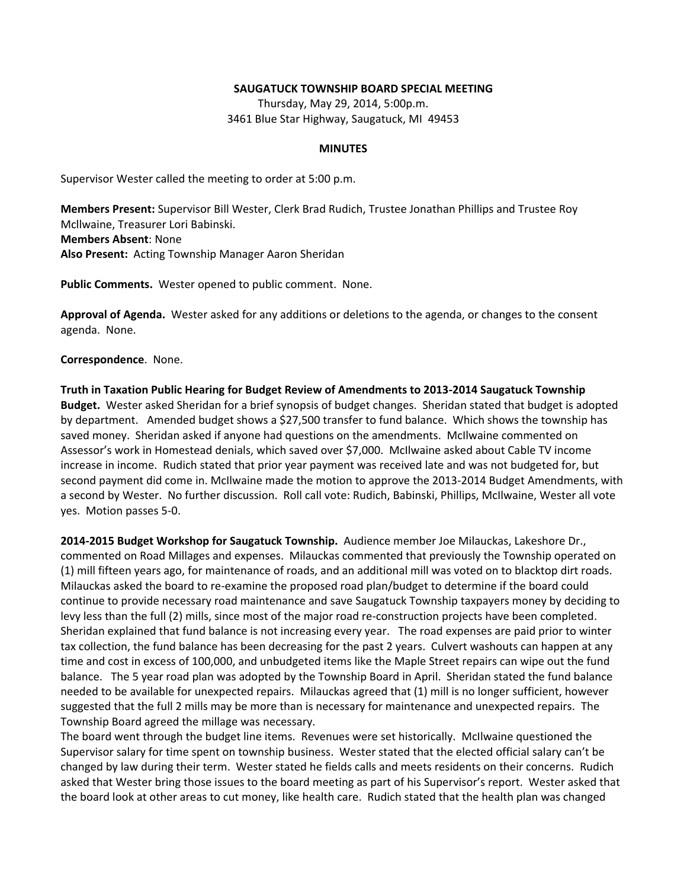**SAUGATUCK TOWNSHIP BOARD SPECIAL MEETING**
Thursday, May 29, 2014, 5:00p.m.
3461 Blue Star Highway, Saugatuck, MI 49453

**MINUTES**

Supervisor Wester called the meeting to order at 5:00 p.m.

**Members Present:** Supervisor Bill Wester, Clerk Brad Rudich, Trustee Jonathan Phillips and Trustee Roy McIlwaine, Treasurer Lori Babinski.
**Members Absent**: None
**Also Present:** Acting Township Manager Aaron Sheridan

**Public Comments.** Wester opened to public comment. None.

**Approval of Agenda.** Wester asked for any additions or deletions to the agenda, or changes to the consent agenda. None.

**Correspondence**. None.

**Truth in Taxation Public Hearing for Budget Review of Amendments to 2013-2014 Saugatuck Township Budget.** Wester asked Sheridan for a brief synopsis of budget changes. Sheridan stated that budget is adopted by department. Amended budget shows a $27,500 transfer to fund balance. Which shows the township has saved money. Sheridan asked if anyone had questions on the amendments. McIlwaine commented on Assessor's work in Homestead denials, which saved over $7,000. McIlwaine asked about Cable TV income increase in income. Rudich stated that prior year payment was received late and was not budgeted for, but second payment did come in. McIlwaine made the motion to approve the 2013-2014 Budget Amendments, with a second by Wester. No further discussion. Roll call vote: Rudich, Babinski, Phillips, McIlwaine, Wester all vote yes. Motion passes 5-0.

**2014-2015 Budget Workshop for Saugatuck Township.** Audience member Joe Milauckas, Lakeshore Dr., commented on Road Millages and expenses. Milauckas commented that previously the Township operated on (1) mill fifteen years ago, for maintenance of roads, and an additional mill was voted on to blacktop dirt roads. Milauckas asked the board to re-examine the proposed road plan/budget to determine if the board could continue to provide necessary road maintenance and save Saugatuck Township taxpayers money by deciding to levy less than the full (2) mills, since most of the major road re-construction projects have been completed. Sheridan explained that fund balance is not increasing every year. The road expenses are paid prior to winter tax collection, the fund balance has been decreasing for the past 2 years. Culvert washouts can happen at any time and cost in excess of 100,000, and unbudgeted items like the Maple Street repairs can wipe out the fund balance. The 5 year road plan was adopted by the Township Board in April. Sheridan stated the fund balance needed to be available for unexpected repairs. Milauckas agreed that (1) mill is no longer sufficient, however suggested that the full 2 mills may be more than is necessary for maintenance and unexpected repairs. The Township Board agreed the millage was necessary.
The board went through the budget line items. Revenues were set historically. McIlwaine questioned the Supervisor salary for time spent on township business. Wester stated that the elected official salary can't be changed by law during their term. Wester stated he fields calls and meets residents on their concerns. Rudich asked that Wester bring those issues to the board meeting as part of his Supervisor's report. Wester asked that the board look at other areas to cut money, like health care. Rudich stated that the health plan was changed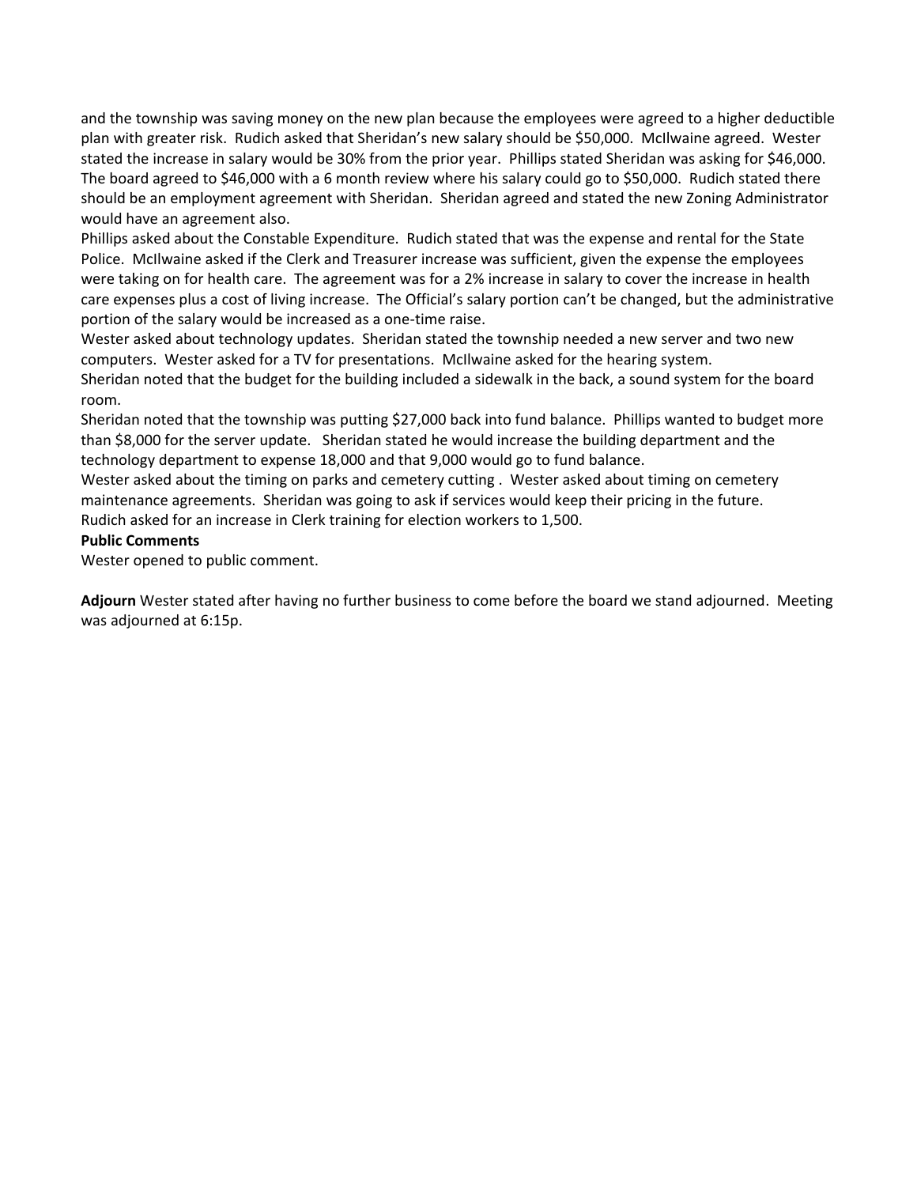and the township was saving money on the new plan because the employees were agreed to a higher deductible plan with greater risk. Rudich asked that Sheridan's new salary should be $50,000. McIlwaine agreed. Wester stated the increase in salary would be 30% from the prior year. Phillips stated Sheridan was asking for $46,000. The board agreed to $46,000 with a 6 month review where his salary could go to $50,000. Rudich stated there should be an employment agreement with Sheridan. Sheridan agreed and stated the new Zoning Administrator would have an agreement also.

Phillips asked about the Constable Expenditure. Rudich stated that was the expense and rental for the State Police. McIlwaine asked if the Clerk and Treasurer increase was sufficient, given the expense the employees were taking on for health care. The agreement was for a 2% increase in salary to cover the increase in health care expenses plus a cost of living increase. The Official's salary portion can't be changed, but the administrative portion of the salary would be increased as a one-time raise.

Wester asked about technology updates. Sheridan stated the township needed a new server and two new computers. Wester asked for a TV for presentations. McIlwaine asked for the hearing system.

Sheridan noted that the budget for the building included a sidewalk in the back, a sound system for the board room.

Sheridan noted that the township was putting $27,000 back into fund balance. Phillips wanted to budget more than $8,000 for the server update. Sheridan stated he would increase the building department and the technology department to expense 18,000 and that 9,000 would go to fund balance.

Wester asked about the timing on parks and cemetery cutting . Wester asked about timing on cemetery maintenance agreements. Sheridan was going to ask if services would keep their pricing in the future.

Rudich asked for an increase in Clerk training for election workers to 1,500.

**Public Comments**

Wester opened to public comment.

**Adjourn** Wester stated after having no further business to come before the board we stand adjourned. Meeting was adjourned at 6:15p.